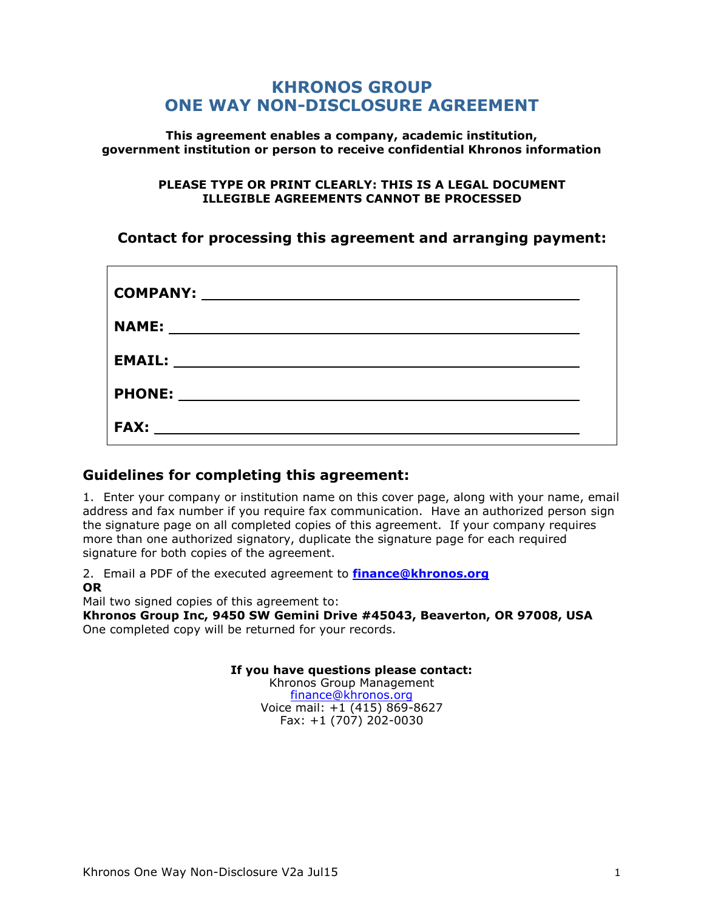# KHRONOS GROUP
# ONE WAY NON-DISCLOSURE AGREEMENT

**This agreement enables a company, academic institution, government institution or person to receive confidential Khronos information**

**PLEASE TYPE OR PRINT CLEARLY: THIS IS A LEGAL DOCUMENT ILLEGIBLE AGREEMENTS CANNOT BE PROCESSED**

## Contact for processing this agreement and arranging payment:

**COMPANY:** ______________________________________________

**NAME:** ______________________________________________

**EMAIL:** ______________________________________________

**PHONE:** ______________________________________________

**FAX:** ______________________________________________

## Guidelines for completing this agreement:

1. Enter your company or institution name on this cover page, along with your name, email address and fax number if you require fax communication. Have an authorized person sign the signature page on all completed copies of this agreement. If your company requires more than one authorized signatory, duplicate the signature page for each required signature for both copies of the agreement.

2. Email a PDF of the executed agreement to **finance@khronos.org**
**OR**
Mail two signed copies of this agreement to:
**Khronos Group Inc, 9450 SW Gemini Drive #45043, Beaverton, OR 97008, USA**
One completed copy will be returned for your records.

**If you have questions please contact:**
Khronos Group Management
finance@khronos.org
Voice mail: +1 (415) 869-8627
Fax: +1 (707) 202-0030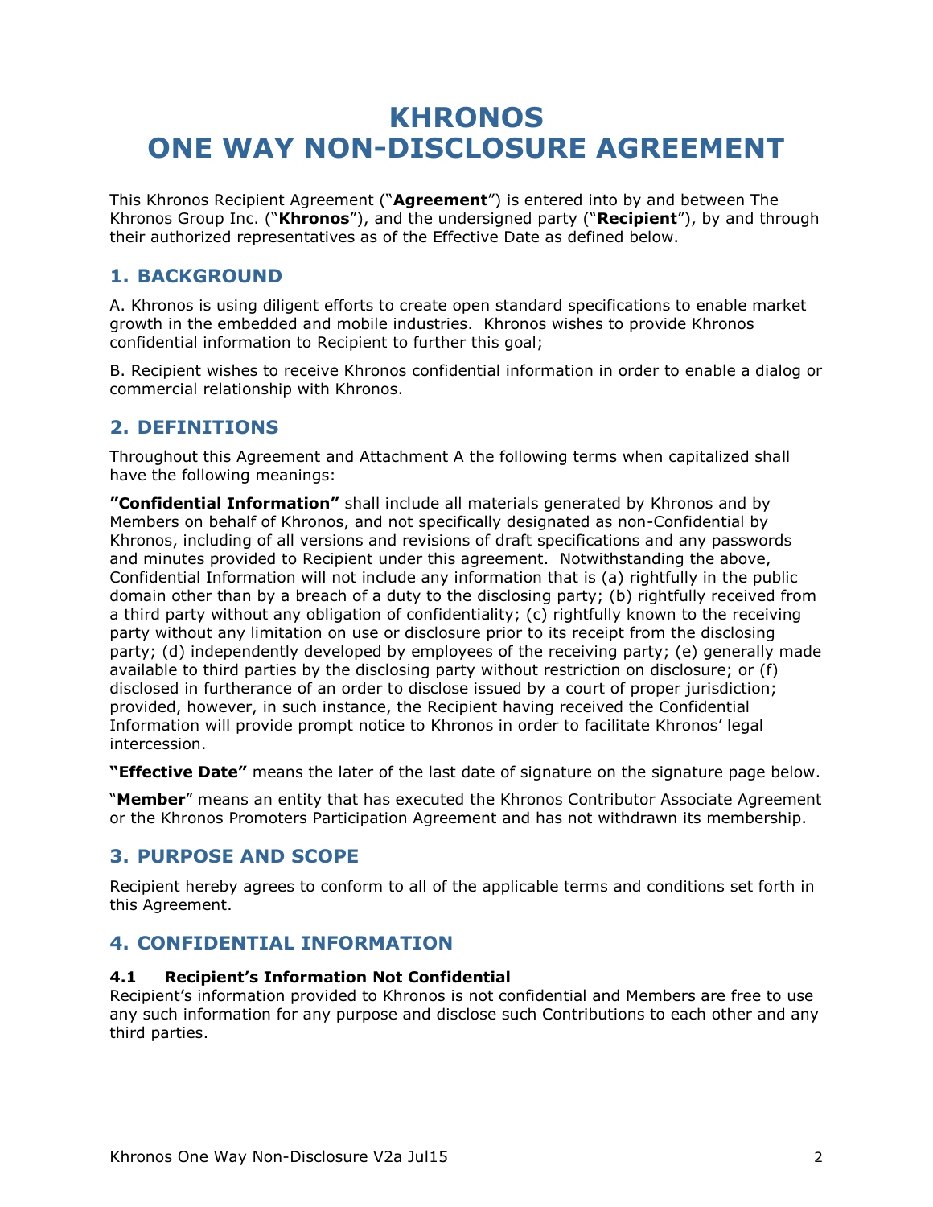# KHRONOS ONE WAY NON-DISCLOSURE AGREEMENT

This Khronos Recipient Agreement ("**Agreement**") is entered into by and between The Khronos Group Inc. ("**Khronos**"), and the undersigned party ("**Recipient**"), by and through their authorized representatives as of the Effective Date as defined below.

## 1. BACKGROUND

A. Khronos is using diligent efforts to create open standard specifications to enable market growth in the embedded and mobile industries. Khronos wishes to provide Khronos confidential information to Recipient to further this goal;

B. Recipient wishes to receive Khronos confidential information in order to enable a dialog or commercial relationship with Khronos.

## 2. DEFINITIONS

Throughout this Agreement and Attachment A the following terms when capitalized shall have the following meanings:

**"Confidential Information"** shall include all materials generated by Khronos and by Members on behalf of Khronos, and not specifically designated as non-Confidential by Khronos, including of all versions and revisions of draft specifications and any passwords and minutes provided to Recipient under this agreement. Notwithstanding the above, Confidential Information will not include any information that is (a) rightfully in the public domain other than by a breach of a duty to the disclosing party; (b) rightfully received from a third party without any obligation of confidentiality; (c) rightfully known to the receiving party without any limitation on use or disclosure prior to its receipt from the disclosing party; (d) independently developed by employees of the receiving party; (e) generally made available to third parties by the disclosing party without restriction on disclosure; or (f) disclosed in furtherance of an order to disclose issued by a court of proper jurisdiction; provided, however, in such instance, the Recipient having received the Confidential Information will provide prompt notice to Khronos in order to facilitate Khronos' legal intercession.

**"Effective Date"** means the later of the last date of signature on the signature page below.

"**Member**" means an entity that has executed the Khronos Contributor Associate Agreement or the Khronos Promoters Participation Agreement and has not withdrawn its membership.

## 3. PURPOSE AND SCOPE

Recipient hereby agrees to conform to all of the applicable terms and conditions set forth in this Agreement.

## 4. CONFIDENTIAL INFORMATION

### 4.1 Recipient's Information Not Confidential

Recipient's information provided to Khronos is not confidential and Members are free to use any such information for any purpose and disclose such Contributions to each other and any third parties.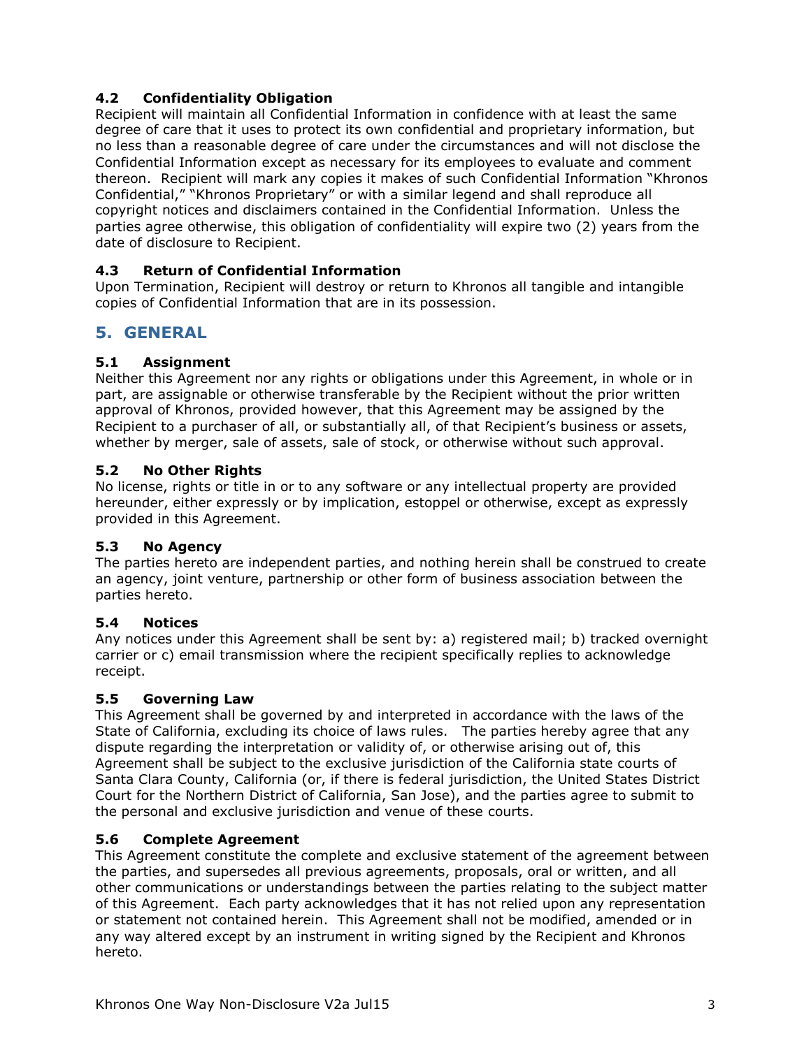### 4.2 Confidentiality Obligation

Recipient will maintain all Confidential Information in confidence with at least the same degree of care that it uses to protect its own confidential and proprietary information, but no less than a reasonable degree of care under the circumstances and will not disclose the Confidential Information except as necessary for its employees to evaluate and comment thereon. Recipient will mark any copies it makes of such Confidential Information "Khronos Confidential," "Khronos Proprietary" or with a similar legend and shall reproduce all copyright notices and disclaimers contained in the Confidential Information. Unless the parties agree otherwise, this obligation of confidentiality will expire two (2) years from the date of disclosure to Recipient.

### 4.3 Return of Confidential Information

Upon Termination, Recipient will destroy or return to Khronos all tangible and intangible copies of Confidential Information that are in its possession.

## 5. GENERAL

### 5.1 Assignment

Neither this Agreement nor any rights or obligations under this Agreement, in whole or in part, are assignable or otherwise transferable by the Recipient without the prior written approval of Khronos, provided however, that this Agreement may be assigned by the Recipient to a purchaser of all, or substantially all, of that Recipient's business or assets, whether by merger, sale of assets, sale of stock, or otherwise without such approval.

### 5.2 No Other Rights

No license, rights or title in or to any software or any intellectual property are provided hereunder, either expressly or by implication, estoppel or otherwise, except as expressly provided in this Agreement.

### 5.3 No Agency

The parties hereto are independent parties, and nothing herein shall be construed to create an agency, joint venture, partnership or other form of business association between the parties hereto.

### 5.4 Notices

Any notices under this Agreement shall be sent by: a) registered mail; b) tracked overnight carrier or c) email transmission where the recipient specifically replies to acknowledge receipt.

### 5.5 Governing Law

This Agreement shall be governed by and interpreted in accordance with the laws of the State of California, excluding its choice of laws rules. The parties hereby agree that any dispute regarding the interpretation or validity of, or otherwise arising out of, this Agreement shall be subject to the exclusive jurisdiction of the California state courts of Santa Clara County, California (or, if there is federal jurisdiction, the United States District Court for the Northern District of California, San Jose), and the parties agree to submit to the personal and exclusive jurisdiction and venue of these courts.

### 5.6 Complete Agreement

This Agreement constitute the complete and exclusive statement of the agreement between the parties, and supersedes all previous agreements, proposals, oral or written, and all other communications or understandings between the parties relating to the subject matter of this Agreement. Each party acknowledges that it has not relied upon any representation or statement not contained herein. This Agreement shall not be modified, amended or in any way altered except by an instrument in writing signed by the Recipient and Khronos hereto.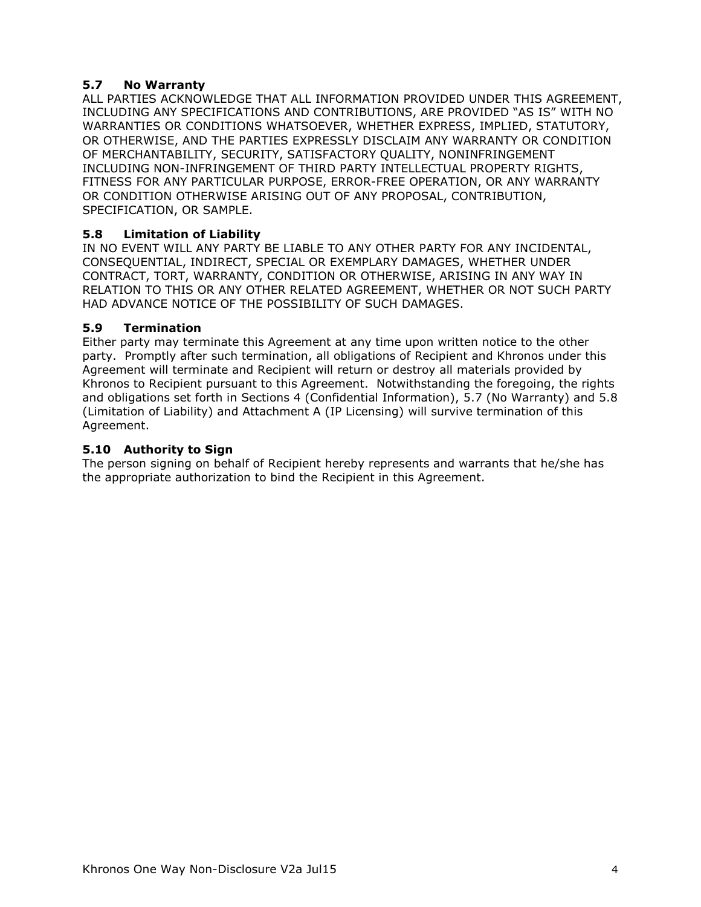### 5.7 No Warranty

ALL PARTIES ACKNOWLEDGE THAT ALL INFORMATION PROVIDED UNDER THIS AGREEMENT, INCLUDING ANY SPECIFICATIONS AND CONTRIBUTIONS, ARE PROVIDED "AS IS" WITH NO WARRANTIES OR CONDITIONS WHATSOEVER, WHETHER EXPRESS, IMPLIED, STATUTORY, OR OTHERWISE, AND THE PARTIES EXPRESSLY DISCLAIM ANY WARRANTY OR CONDITION OF MERCHANTABILITY, SECURITY, SATISFACTORY QUALITY, NONINFRINGEMENT INCLUDING NON-INFRINGEMENT OF THIRD PARTY INTELLECTUAL PROPERTY RIGHTS, FITNESS FOR ANY PARTICULAR PURPOSE, ERROR-FREE OPERATION, OR ANY WARRANTY OR CONDITION OTHERWISE ARISING OUT OF ANY PROPOSAL, CONTRIBUTION, SPECIFICATION, OR SAMPLE.

### 5.8 Limitation of Liability

IN NO EVENT WILL ANY PARTY BE LIABLE TO ANY OTHER PARTY FOR ANY INCIDENTAL, CONSEQUENTIAL, INDIRECT, SPECIAL OR EXEMPLARY DAMAGES, WHETHER UNDER CONTRACT, TORT, WARRANTY, CONDITION OR OTHERWISE, ARISING IN ANY WAY IN RELATION TO THIS OR ANY OTHER RELATED AGREEMENT, WHETHER OR NOT SUCH PARTY HAD ADVANCE NOTICE OF THE POSSIBILITY OF SUCH DAMAGES.

### 5.9 Termination

Either party may terminate this Agreement at any time upon written notice to the other party. Promptly after such termination, all obligations of Recipient and Khronos under this Agreement will terminate and Recipient will return or destroy all materials provided by Khronos to Recipient pursuant to this Agreement. Notwithstanding the foregoing, the rights and obligations set forth in Sections 4 (Confidential Information), 5.7 (No Warranty) and 5.8 (Limitation of Liability) and Attachment A (IP Licensing) will survive termination of this Agreement.

### 5.10 Authority to Sign

The person signing on behalf of Recipient hereby represents and warrants that he/she has the appropriate authorization to bind the Recipient in this Agreement.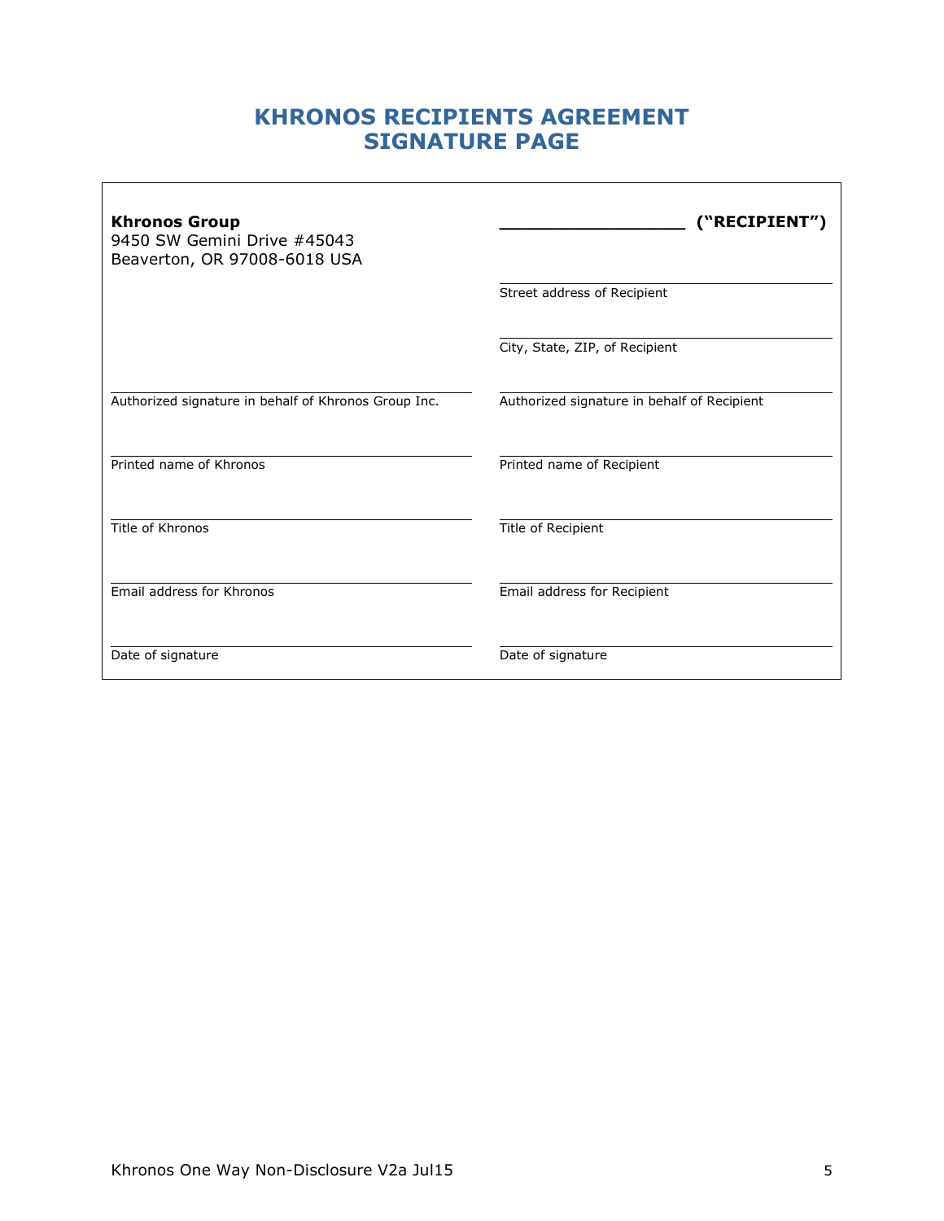# KHRONOS RECIPIENTS AGREEMENT
# SIGNATURE PAGE

| | |
|---|---|
| **Khronos Group**<br>9450 SW Gemini Drive #45043<br>Beaverton, OR 97008-6018 USA | **_________________ ("RECIPIENT")** |
| | Street address of Recipient |
| | City, State, ZIP, of Recipient |
| Authorized signature in behalf of Khronos Group Inc. | Authorized signature in behalf of Recipient |
| Printed name of Khronos | Printed name of Recipient |
| Title of Khronos | Title of Recipient |
| Email address for Khronos | Email address for Recipient |
| Date of signature | Date of signature |

Khronos One Way Non-Disclosure V2a Jul15